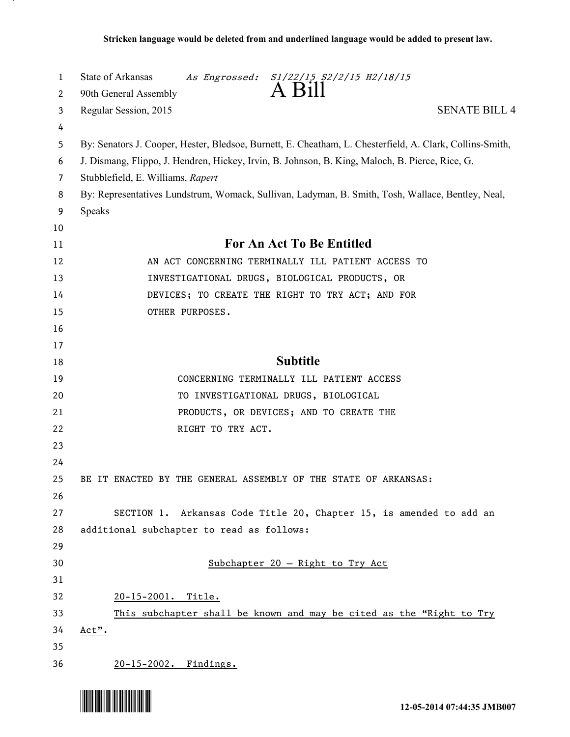**Stricken language would be deleted from and underlined language would be added to present law.**

State of Arkansas *As Engrossed: S1/22/15 S2/2/15 H2/18/15*
90th General Assembly
# A Bill
Regular Session, 2015 SENATE BILL 4

By: Senators J. Cooper, Hester, Bledsoe, Burnett, E. Cheatham, L. Chesterfield, A. Clark, Collins-Smith, J. Dismang, Flippo, J. Hendren, Hickey, Irvin, B. Johnson, B. King, Maloch, B. Pierce, Rice, G. Stubblefield, E. Williams, *Rapert*

By: Representatives Lundstrum, Womack, Sullivan, Ladyman, B. Smith, Tosh, Wallace, Bentley, Neal, Speaks

## For An Act To Be Entitled

AN ACT CONCERNING TERMINALLY ILL PATIENT ACCESS TO INVESTIGATIONAL DRUGS, BIOLOGICAL PRODUCTS, OR DEVICES; TO CREATE THE RIGHT TO TRY ACT; AND FOR OTHER PURPOSES.

## Subtitle

CONCERNING TERMINALLY ILL PATIENT ACCESS TO INVESTIGATIONAL DRUGS, BIOLOGICAL PRODUCTS, OR DEVICES; AND TO CREATE THE RIGHT TO TRY ACT.

BE IT ENACTED BY THE GENERAL ASSEMBLY OF THE STATE OF ARKANSAS:

SECTION 1. Arkansas Code Title 20, Chapter 15, is amended to add an additional subchapter to read as follows:

<u>Subchapter 20 — Right to Try Act</u>

<u>20-15-2001. Title.</u>

<u>This subchapter shall be known and may be cited as the "Right to Try Act".</u>

<u>20-15-2002. Findings.</u>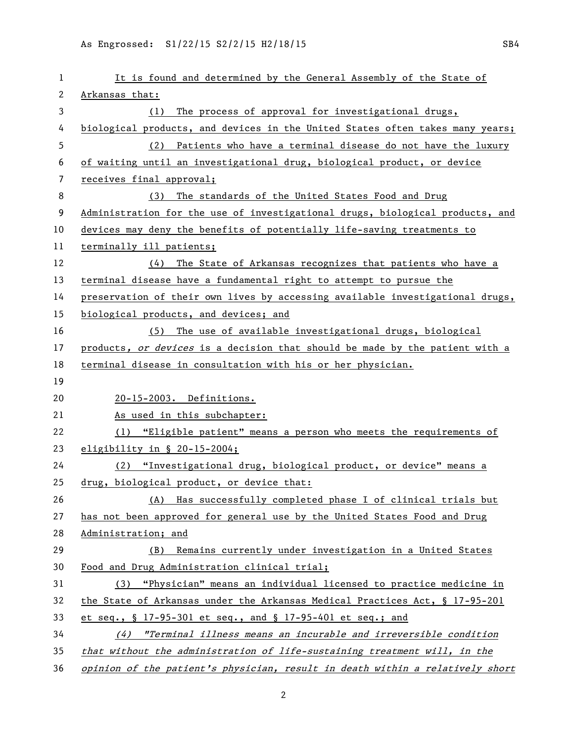It is found and determined by the General Assembly of the State of Arkansas that:

(1) The process of approval for investigational drugs, biological products, and devices in the United States often takes many years;

(2) Patients who have a terminal disease do not have the luxury of waiting until an investigational drug, biological product, or device receives final approval;

(3) The standards of the United States Food and Drug Administration for the use of investigational drugs, biological products, and devices may deny the benefits of potentially life-saving treatments to terminally ill patients;

(4) The State of Arkansas recognizes that patients who have a terminal disease have a fundamental right to attempt to pursue the preservation of their own lives by accessing available investigational drugs, biological products, and devices; and

(5) The use of available investigational drugs, biological products*, or devices* is a decision that should be made by the patient with a terminal disease in consultation with his or her physician.

20-15-2003. Definitions.

As used in this subchapter:

(1) "Eligible patient" means a person who meets the requirements of eligibility in § 20-15-2004;

(2) "Investigational drug, biological product, or device" means a drug, biological product, or device that:

(A) Has successfully completed phase I of clinical trials but has not been approved for general use by the United States Food and Drug Administration; and

(B) Remains currently under investigation in a United States Food and Drug Administration clinical trial;

(3) "Physician" means an individual licensed to practice medicine in the State of Arkansas under the Arkansas Medical Practices Act, § 17-95-201 et seq., § 17-95-301 et seq., and § 17-95-401 et seq.; and

*(4) "Terminal illness means an incurable and irreversible condition that without the administration of life-sustaining treatment will, in the opinion of the patient's physician, result in death within a relatively short*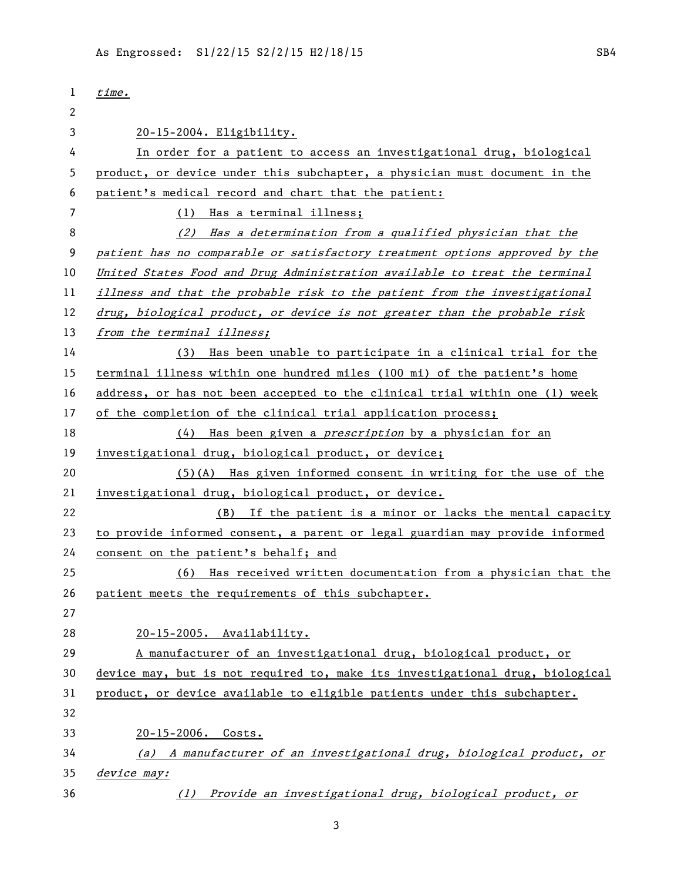*time.*

20-15-2004. Eligibility.

In order for a patient to access an investigational drug, biological product, or device under this subchapter, a physician must document in the patient's medical record and chart that the patient:

(1) Has a terminal illness;

*(2) Has a determination from a qualified physician that the patient has no comparable or satisfactory treatment options approved by the United States Food and Drug Administration available to treat the terminal illness and that the probable risk to the patient from the investigational drug, biological product, or device is not greater than the probable risk from the terminal illness;*

(3) Has been unable to participate in a clinical trial for the terminal illness within one hundred miles (100 mi) of the patient's home address, or has not been accepted to the clinical trial within one (1) week of the completion of the clinical trial application process;

(4) Has been given a *prescription* by a physician for an investigational drug, biological product, or device;

(5)(A) Has given informed consent in writing for the use of the investigational drug, biological product, or device.

(B) If the patient is a minor or lacks the mental capacity to provide informed consent, a parent or legal guardian may provide informed consent on the patient's behalf; and

(6) Has received written documentation from a physician that the patient meets the requirements of this subchapter.

20-15-2005. Availability.

A manufacturer of an investigational drug, biological product, or device may, but is not required to, make its investigational drug, biological product, or device available to eligible patients under this subchapter.

20-15-2006. Costs.

*(a) A manufacturer of an investigational drug, biological product, or device may:*

*(1) Provide an investigational drug, biological product, or*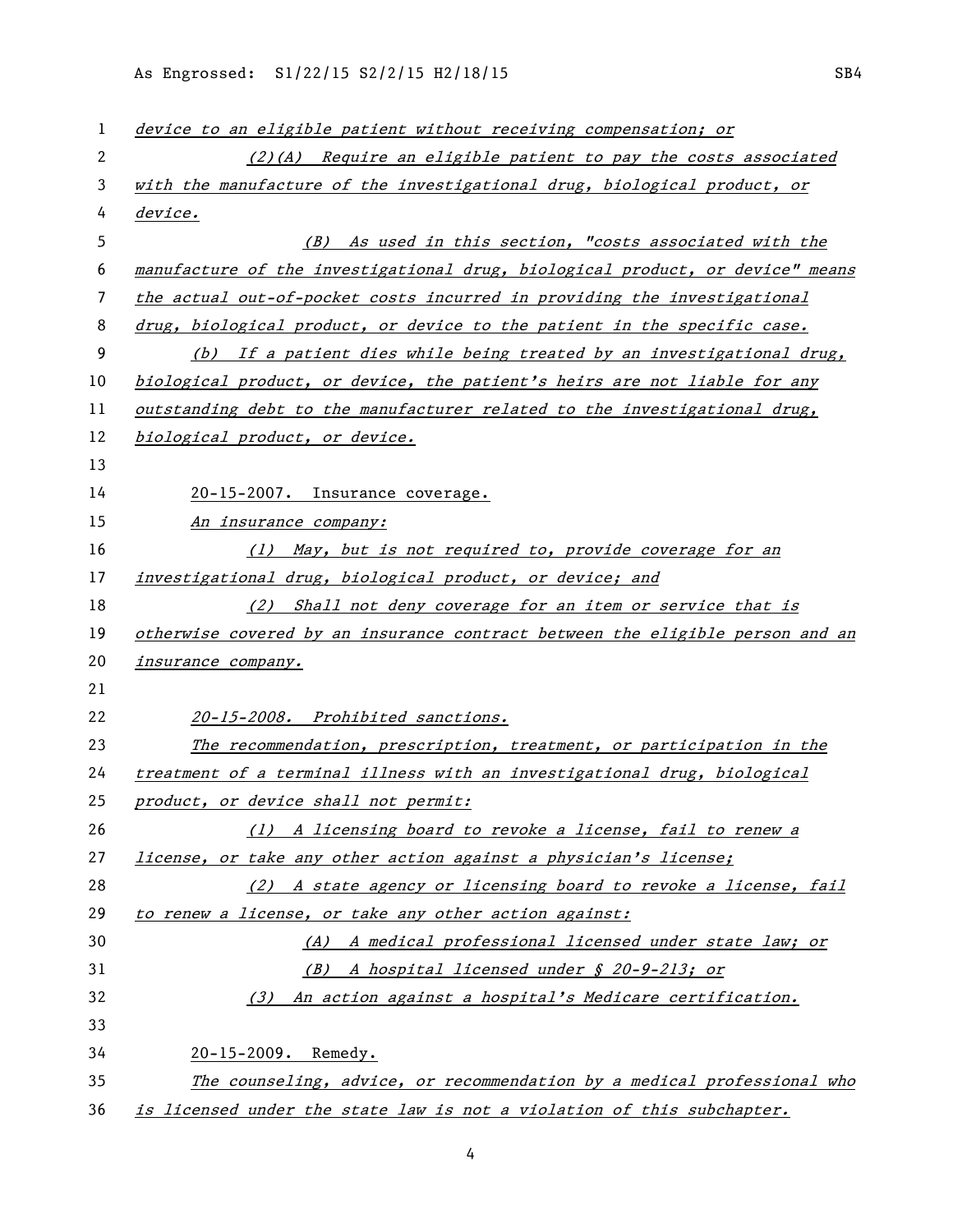*device to an eligible patient without receiving compensation; or*

*(2)(A) Require an eligible patient to pay the costs associated with the manufacture of the investigational drug, biological product, or device.*

*(B) As used in this section, "costs associated with the manufacture of the investigational drug, biological product, or device" means the actual out-of-pocket costs incurred in providing the investigational drug, biological product, or device to the patient in the specific case.*

*(b) If a patient dies while being treated by an investigational drug, biological product, or device, the patient's heirs are not liable for any outstanding debt to the manufacturer related to the investigational drug, biological product, or device.*

20-15-2007. Insurance coverage.

*An insurance company:*

*(1) May, but is not required to, provide coverage for an investigational drug, biological product, or device; and*

*(2) Shall not deny coverage for an item or service that is otherwise covered by an insurance contract between the eligible person and an insurance company.*

*20-15-2008. Prohibited sanctions.*

*The recommendation, prescription, treatment, or participation in the treatment of a terminal illness with an investigational drug, biological product, or device shall not permit:*

*(1) A licensing board to revoke a license, fail to renew a license, or take any other action against a physician's license;*

*(2) A state agency or licensing board to revoke a license, fail to renew a license, or take any other action against:*

*(A) A medical professional licensed under state law; or*

*(B) A hospital licensed under § 20-9-213; or*

*(3) An action against a hospital's Medicare certification.*

20-15-2009. Remedy.

*The counseling, advice, or recommendation by a medical professional who is licensed under the state law is not a violation of this subchapter.*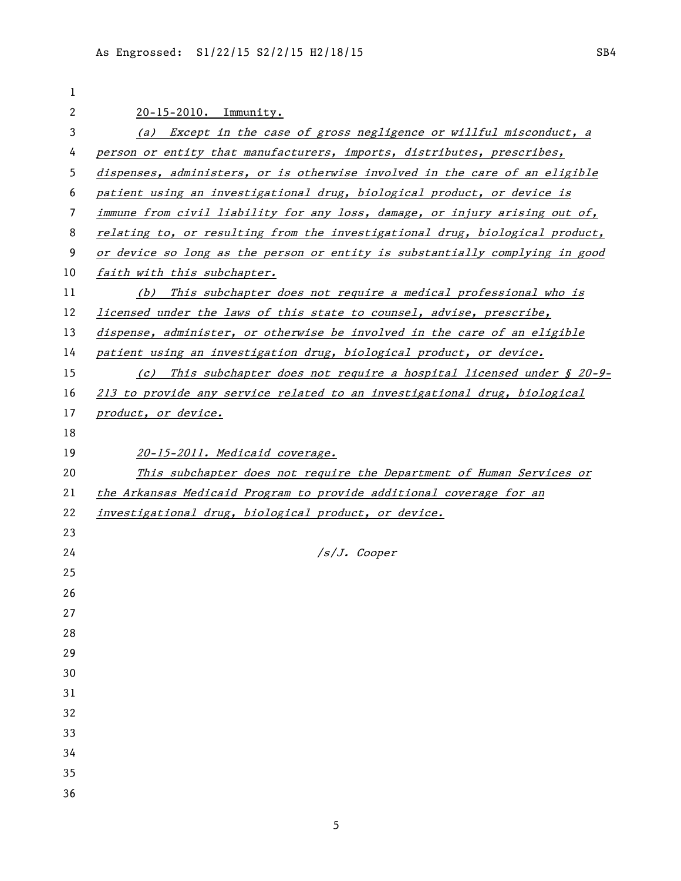20-15-2010. Immunity.

*(a) Except in the case of gross negligence or willful misconduct, a person or entity that manufacturers, imports, distributes, prescribes, dispenses, administers, or is otherwise involved in the care of an eligible patient using an investigational drug, biological product, or device is immune from civil liability for any loss, damage, or injury arising out of, relating to, or resulting from the investigational drug, biological product, or device so long as the person or entity is substantially complying in good faith with this subchapter.*

*(b) This subchapter does not require a medical professional who is licensed under the laws of this state to counsel, advise, prescribe, dispense, administer, or otherwise be involved in the care of an eligible patient using an investigation drug, biological product, or device.*

*(c) This subchapter does not require a hospital licensed under § 20-9-213 to provide any service related to an investigational drug, biological product, or device.*

*20-15-2011. Medicaid coverage.*

*This subchapter does not require the Department of Human Services or the Arkansas Medicaid Program to provide additional coverage for an investigational drug, biological product, or device.*

*/s/J. Cooper*